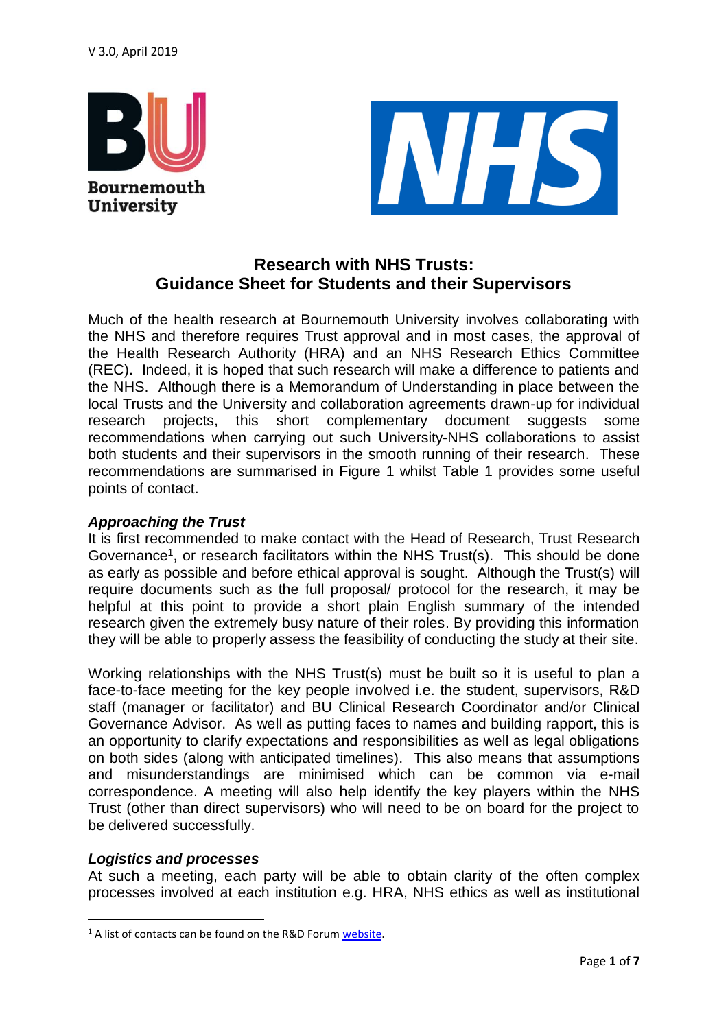V 3.0, April 2019

# Research with NHS Trusts: Guidance Sheet for Students and their Supervisors

Much of the health research at Bournemouth University involves collaborating with the NHS and therefore requires Trust approval and in most cases, the approval of the Health Research Authority (HRA) and an NHS Research Ethics Committee (REC). Indeed, it is hoped that such research will make a difference to patients and the NHS. Although there is a Memorandum of Understanding in place between the local Trusts and the University and collaboration agreements drawn-up for individual research projects, this short complementary document suggests some recommendations when carrying out such University-NHS collaborations to assist both students and their supervisors in the smooth running of their research. These recommendations are summarised in Figure 1 whilst Table 1 provides some useful points of contact.

### *Approaching the Trust*

It is first recommended to make contact with the Head of Research, Trust Research Governance[1], or research facilitators within the NHS Trust(s). This should be done as early as possible and before ethical approval is sought. Although the Trust(s) will require documents such as the full proposal/ protocol for the research, it may be helpful at this point to provide a short plain English summary of the intended research given the extremely busy nature of their roles. By providing this information they will be able to properly assess the feasibility of conducting the study at their site.

Working relationships with the NHS Trust(s) must be built so it is useful to plan a face-to-face meeting for the key people involved i.e. the student, supervisors, R&D staff (manager or facilitator) and BU Clinical Research Coordinator and/or Clinical Governance Advisor. As well as putting faces to names and building rapport, this is an opportunity to clarify expectations and responsibilities as well as legal obligations on both sides (along with anticipated timelines). This also means that assumptions and misunderstandings are minimised which can be common via e-mail correspondence. A meeting will also help identify the key players within the NHS Trust (other than direct supervisors) who will need to be on board for the project to be delivered successfully.

### *Logistics and processes*

At such a meeting, each party will be able to obtain clarity of the often complex processes involved at each institution e.g. HRA, NHS ethics as well as institutional

[1] A list of contacts can be found on the R&D Forum website.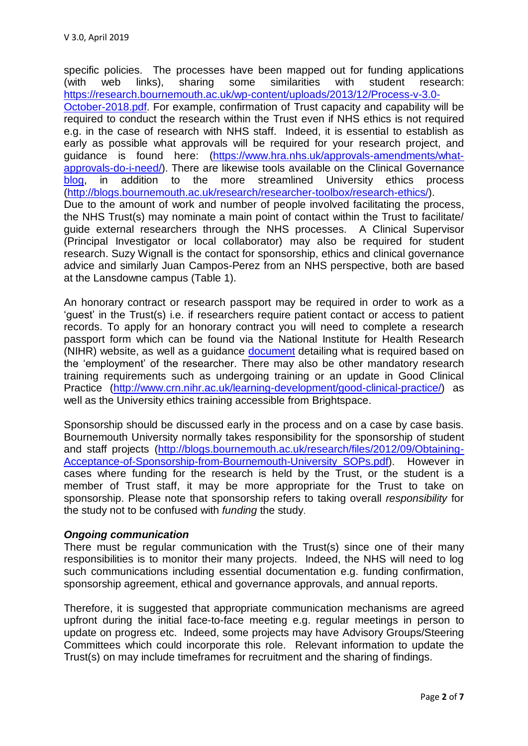specific policies. The processes have been mapped out for funding applications (with web links), sharing some similarities with student research: https://research.bournemouth.ac.uk/wp-content/uploads/2013/12/Process-v-3.0-October-2018.pdf. For example, confirmation of Trust capacity and capability will be required to conduct the research within the Trust even if NHS ethics is not required e.g. in the case of research with NHS staff. Indeed, it is essential to establish as early as possible what approvals will be required for your research project, and guidance is found here: (https://www.hra.nhs.uk/approvals-amendments/what-approvals-do-i-need/). There are likewise tools available on the Clinical Governance blog, in addition to the more streamlined University ethics process (http://blogs.bournemouth.ac.uk/research/researcher-toolbox/research-ethics/).
Due to the amount of work and number of people involved facilitating the process, the NHS Trust(s) may nominate a main point of contact within the Trust to facilitate/ guide external researchers through the NHS processes. A Clinical Supervisor (Principal Investigator or local collaborator) may also be required for student research. Suzy Wignall is the contact for sponsorship, ethics and clinical governance advice and similarly Juan Campos-Perez from an NHS perspective, both are based at the Lansdowne campus (Table 1).

An honorary contract or research passport may be required in order to work as a 'guest' in the Trust(s) i.e. if researchers require patient contact or access to patient records. To apply for an honorary contract you will need to complete a research passport form which can be found via the National Institute for Health Research (NIHR) website, as well as a guidance document detailing what is required based on the 'employment' of the researcher. There may also be other mandatory research training requirements such as undergoing training or an update in Good Clinical Practice (http://www.crn.nihr.ac.uk/learning-development/good-clinical-practice/) as well as the University ethics training accessible from Brightspace.

Sponsorship should be discussed early in the process and on a case by case basis. Bournemouth University normally takes responsibility for the sponsorship of student and staff projects (http://blogs.bournemouth.ac.uk/research/files/2012/09/Obtaining-Acceptance-of-Sponsorship-from-Bournemouth-University_SOPs.pdf). However in cases where funding for the research is held by the Trust, or the student is a member of Trust staff, it may be more appropriate for the Trust to take on sponsorship. Please note that sponsorship refers to taking overall *responsibility* for the study not to be confused with *funding* the study.

### *Ongoing communication*

There must be regular communication with the Trust(s) since one of their many responsibilities is to monitor their many projects. Indeed, the NHS will need to log such communications including essential documentation e.g. funding confirmation, sponsorship agreement, ethical and governance approvals, and annual reports.

Therefore, it is suggested that appropriate communication mechanisms are agreed upfront during the initial face-to-face meeting e.g. regular meetings in person to update on progress etc. Indeed, some projects may have Advisory Groups/Steering Committees which could incorporate this role. Relevant information to update the Trust(s) on may include timeframes for recruitment and the sharing of findings.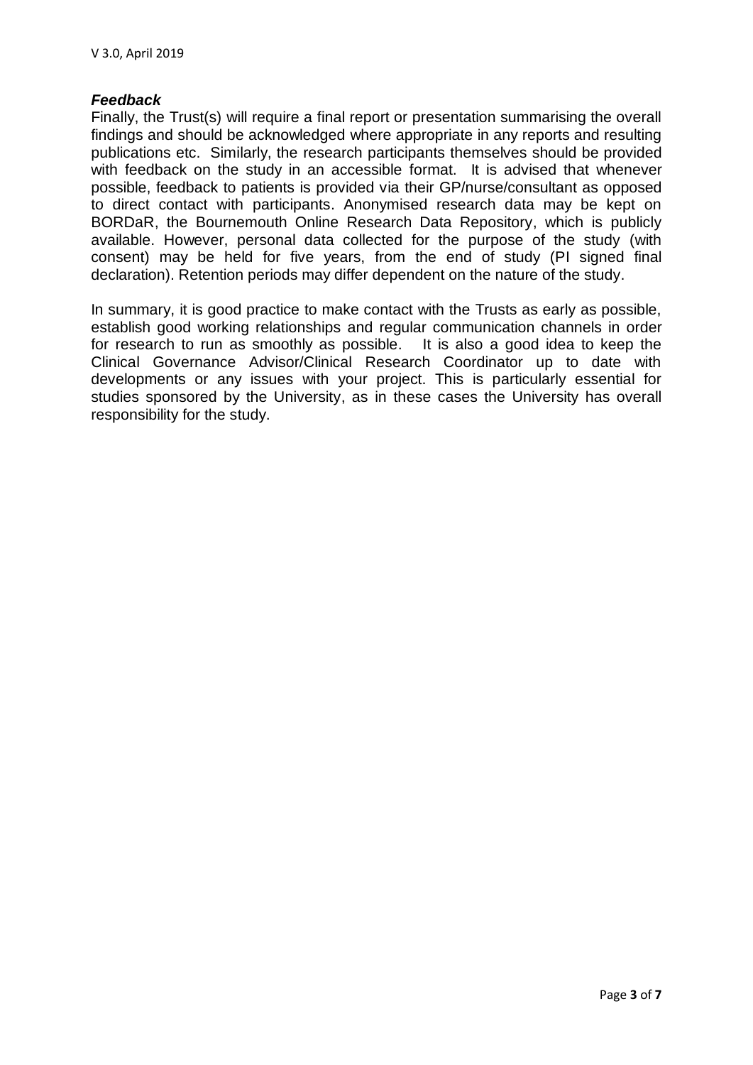### ***Feedback***

Finally, the Trust(s) will require a final report or presentation summarising the overall findings and should be acknowledged where appropriate in any reports and resulting publications etc. Similarly, the research participants themselves should be provided with feedback on the study in an accessible format. It is advised that whenever possible, feedback to patients is provided via their GP/nurse/consultant as opposed to direct contact with participants. Anonymised research data may be kept on BORDaR, the Bournemouth Online Research Data Repository, which is publicly available. However, personal data collected for the purpose of the study (with consent) may be held for five years, from the end of study (PI signed final declaration). Retention periods may differ dependent on the nature of the study.

In summary, it is good practice to make contact with the Trusts as early as possible, establish good working relationships and regular communication channels in order for research to run as smoothly as possible. It is also a good idea to keep the Clinical Governance Advisor/Clinical Research Coordinator up to date with developments or any issues with your project. This is particularly essential for studies sponsored by the University, as in these cases the University has overall responsibility for the study.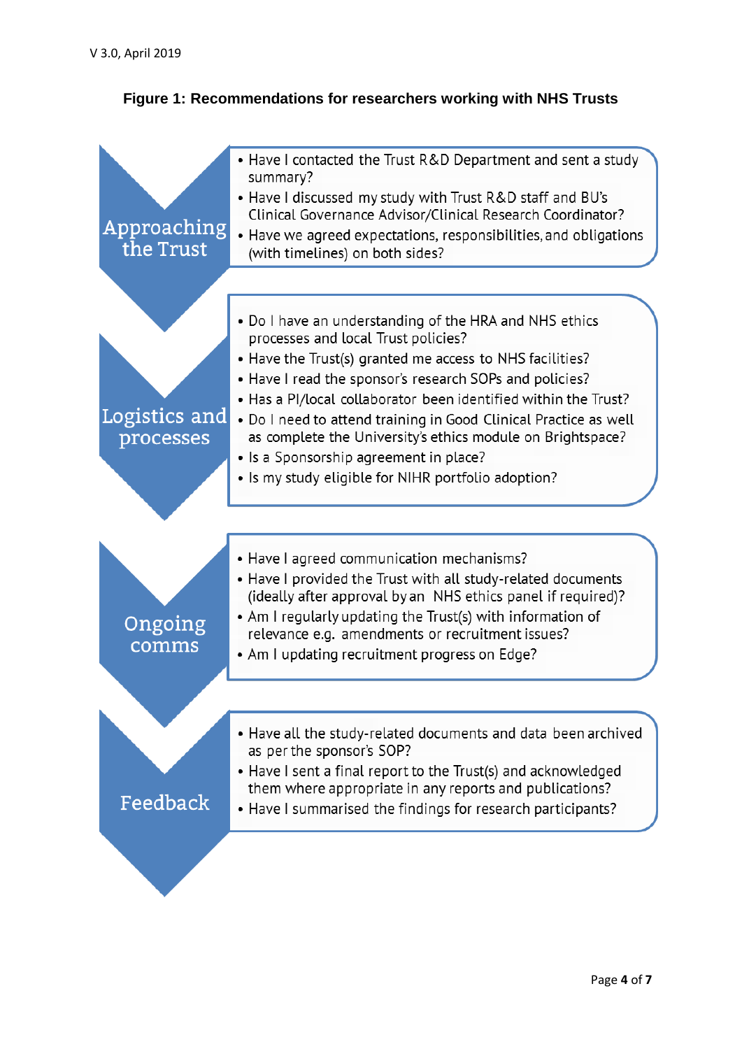**Figure 1: Recommendations for researchers working with NHS Trusts**

### Approaching the Trust

- Have I contacted the Trust R&D Department and sent a study summary?
- Have I discussed my study with Trust R&D staff and BU's Clinical Governance Advisor/Clinical Research Coordinator?
- Have we agreed expectations, responsibilities, and obligations (with timelines) on both sides?

### Logistics and processes

- Do I have an understanding of the HRA and NHS ethics processes and local Trust policies?
- Have the Trust(s) granted me access to NHS facilities?
- Have I read the sponsor's research SOPs and policies?
- Has a PI/local collaborator been identified within the Trust?
- Do I need to attend training in Good Clinical Practice as well as complete the University's ethics module on Brightspace?
- Is a Sponsorship agreement in place?
- Is my study eligible for NIHR portfolio adoption?

### Ongoing comms

- Have I agreed communication mechanisms?
- Have I provided the Trust with all study-related documents (ideally after approval by an NHS ethics panel if required)?
- Am I regularly updating the Trust(s) with information of relevance e.g. amendments or recruitment issues?
- Am I updating recruitment progress on Edge?

### Feedback

- Have all the study-related documents and data been archived as per the sponsor's SOP?
- Have I sent a final report to the Trust(s) and acknowledged them where appropriate in any reports and publications?
- Have I summarised the findings for research participants?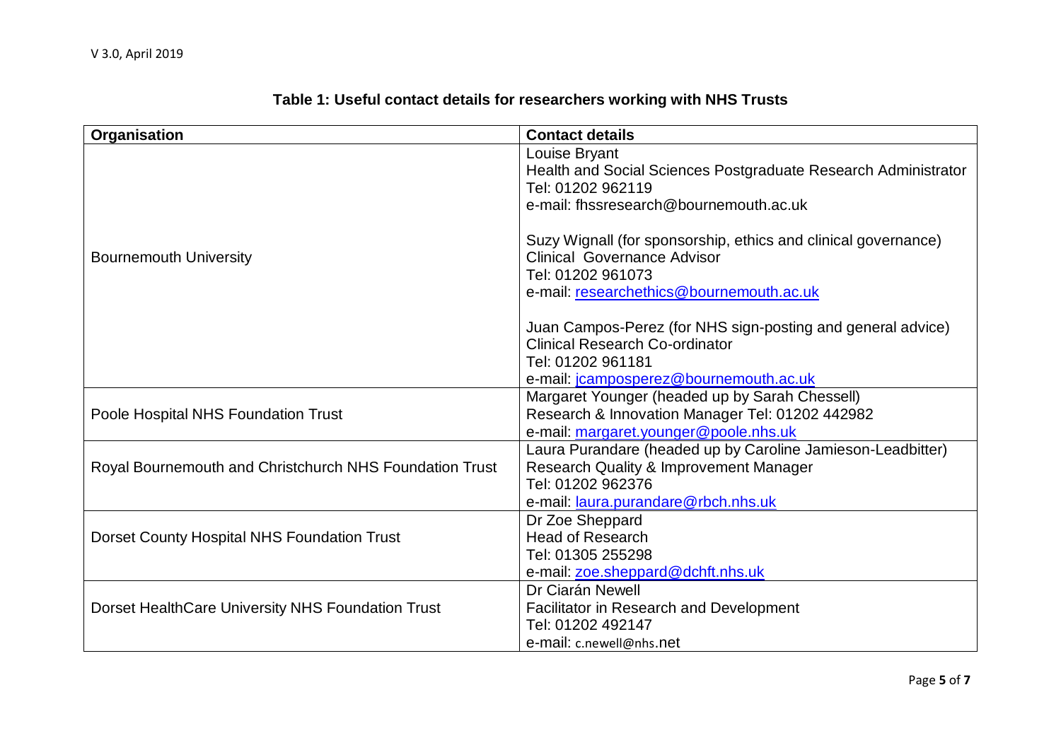**Table 1: Useful contact details for researchers working with NHS Trusts**

| Organisation | Contact details |
|---|---|
| Bournemouth University | Louise Bryant<br>Health and Social Sciences Postgraduate Research Administrator<br>Tel: 01202 962119<br>e-mail: fhssresearch@bournemouth.ac.uk<br><br>Suzy Wignall (for sponsorship, ethics and clinical governance)<br>Clinical Governance Advisor<br>Tel: 01202 961073<br>e-mail: researchethics@bournemouth.ac.uk<br><br>Juan Campos-Perez (for NHS sign-posting and general advice)<br>Clinical Research Co-ordinator<br>Tel: 01202 961181<br>e-mail: jcamposperez@bournemouth.ac.uk |
| Poole Hospital NHS Foundation Trust | Margaret Younger (headed up by Sarah Chessell)<br>Research & Innovation Manager Tel: 01202 442982<br>e-mail: margaret.younger@poole.nhs.uk |
| Royal Bournemouth and Christchurch NHS Foundation Trust | Laura Purandare (headed up by Caroline Jamieson-Leadbitter)<br>Research Quality & Improvement Manager<br>Tel: 01202 962376<br>e-mail: laura.purandare@rbch.nhs.uk |
| Dorset County Hospital NHS Foundation Trust | Dr Zoe Sheppard<br>Head of Research<br>Tel: 01305 255298<br>e-mail: zoe.sheppard@dchft.nhs.uk |
| Dorset HealthCare University NHS Foundation Trust | Dr Ciarán Newell<br>Facilitator in Research and Development<br>Tel: 01202 492147<br>e-mail: c.newell@nhs.net |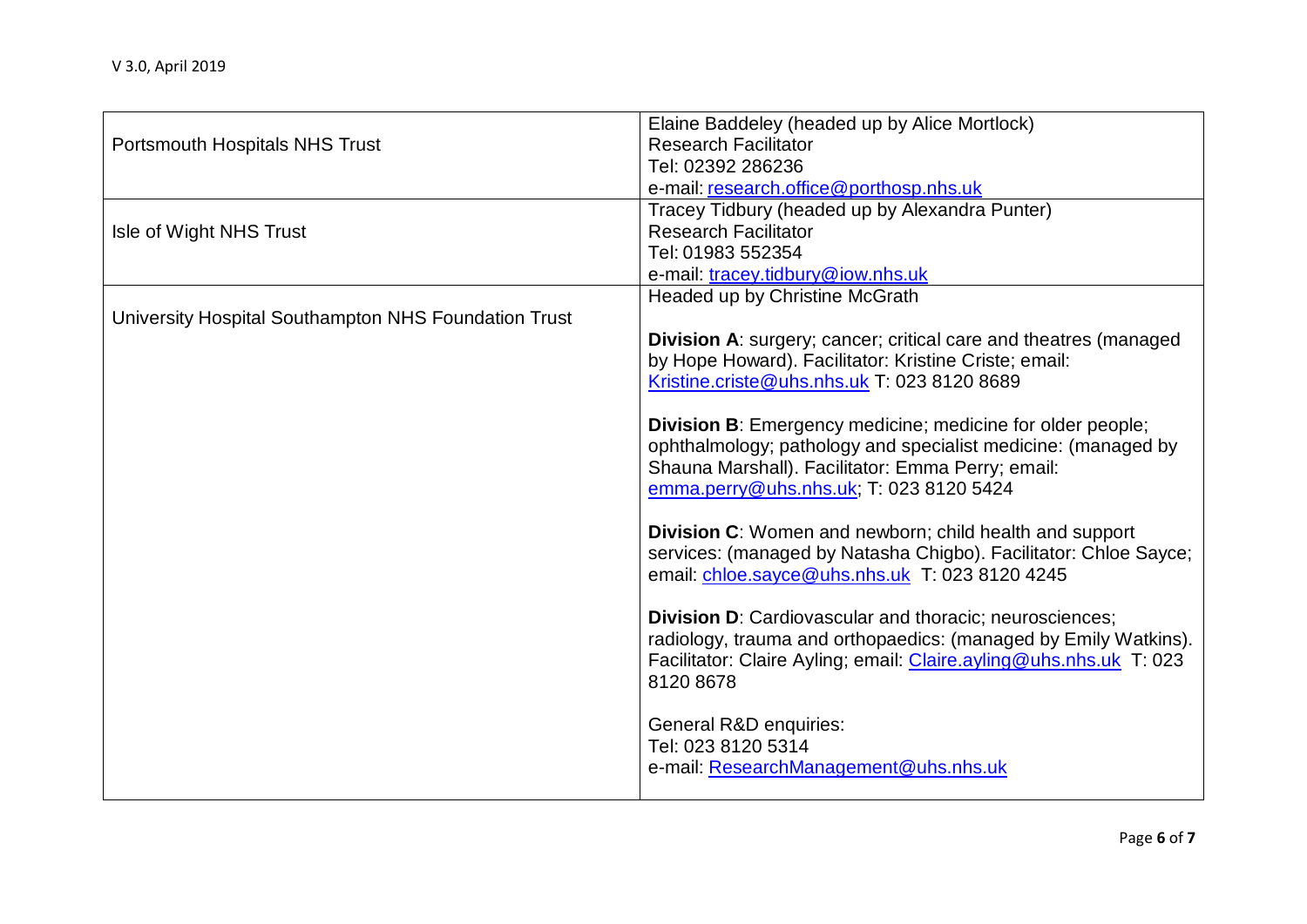| | |
|---|---|
| Portsmouth Hospitals NHS Trust | Elaine Baddeley (headed up by Alice Mortlock)<br>Research Facilitator<br>Tel: 02392 286236<br>e-mail: research.office@porthosp.nhs.uk |
| Isle of Wight NHS Trust | Tracey Tidbury (headed up by Alexandra Punter)<br>Research Facilitator<br>Tel: 01983 552354<br>e-mail: tracey.tidbury@iow.nhs.uk |
| University Hospital Southampton NHS Foundation Trust | Headed up by Christine McGrath<br><br>**Division A**: surgery; cancer; critical care and theatres (managed by Hope Howard). Facilitator: Kristine Criste; email: Kristine.criste@uhs.nhs.uk T: 023 8120 8689<br><br>**Division B**: Emergency medicine; medicine for older people; ophthalmology; pathology and specialist medicine: (managed by Shauna Marshall). Facilitator: Emma Perry; email: emma.perry@uhs.nhs.uk; T: 023 8120 5424<br><br>**Division C**: Women and newborn; child health and support services: (managed by Natasha Chigbo). Facilitator: Chloe Sayce; email: chloe.sayce@uhs.nhs.uk T: 023 8120 4245<br><br>**Division D**: Cardiovascular and thoracic; neurosciences; radiology, trauma and orthopaedics: (managed by Emily Watkins). Facilitator: Claire Ayling; email: Claire.ayling@uhs.nhs.uk T: 023 8120 8678<br><br>General R&D enquiries:<br>Tel: 023 8120 5314<br>e-mail: ResearchManagement@uhs.nhs.uk |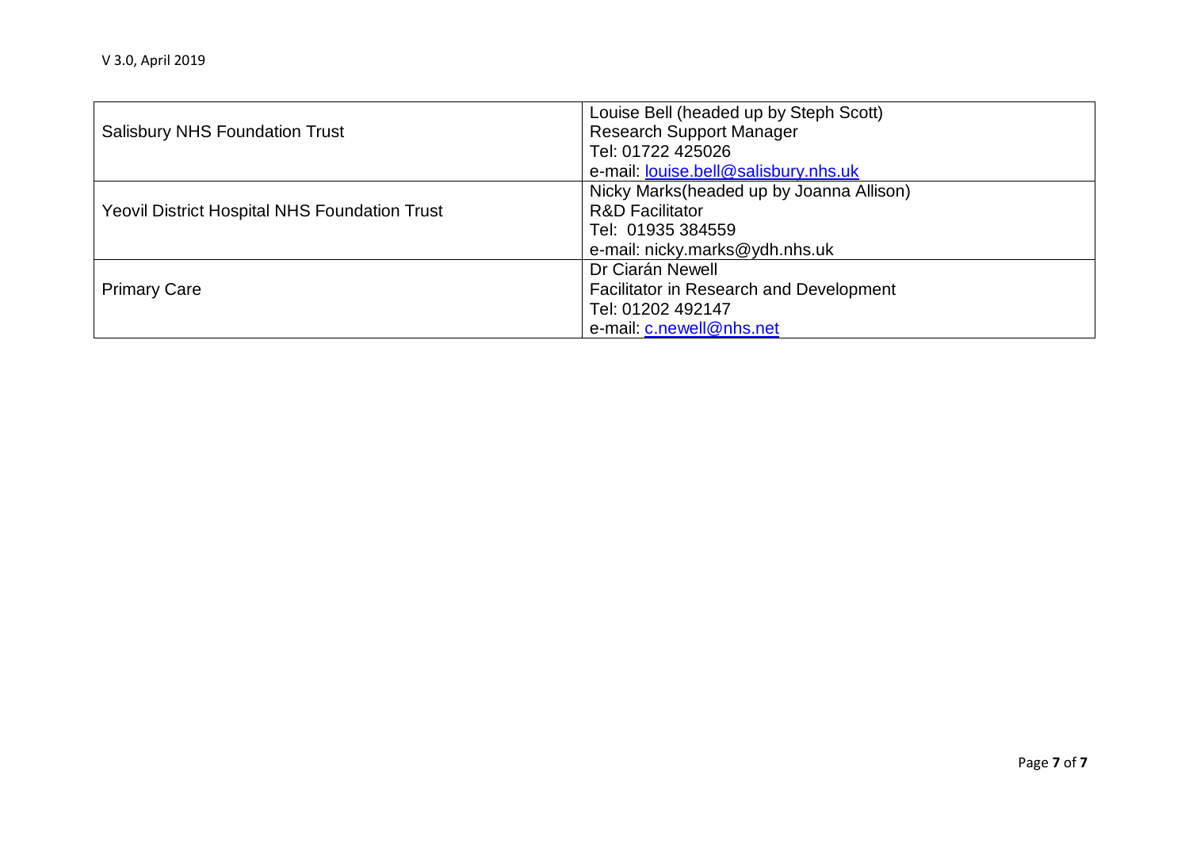| | |
|---|---|
| Salisbury NHS Foundation Trust | Louise Bell (headed up by Steph Scott)<br>Research Support Manager<br>Tel: 01722 425026<br>e-mail: louise.bell@salisbury.nhs.uk |
| Yeovil District Hospital NHS Foundation Trust | Nicky Marks(headed up by Joanna Allison)<br>R&D Facilitator<br>Tel: 01935 384559<br>e-mail: nicky.marks@ydh.nhs.uk |
| Primary Care | Dr Ciarán Newell<br>Facilitator in Research and Development<br>Tel: 01202 492147<br>e-mail: c.newell@nhs.net |